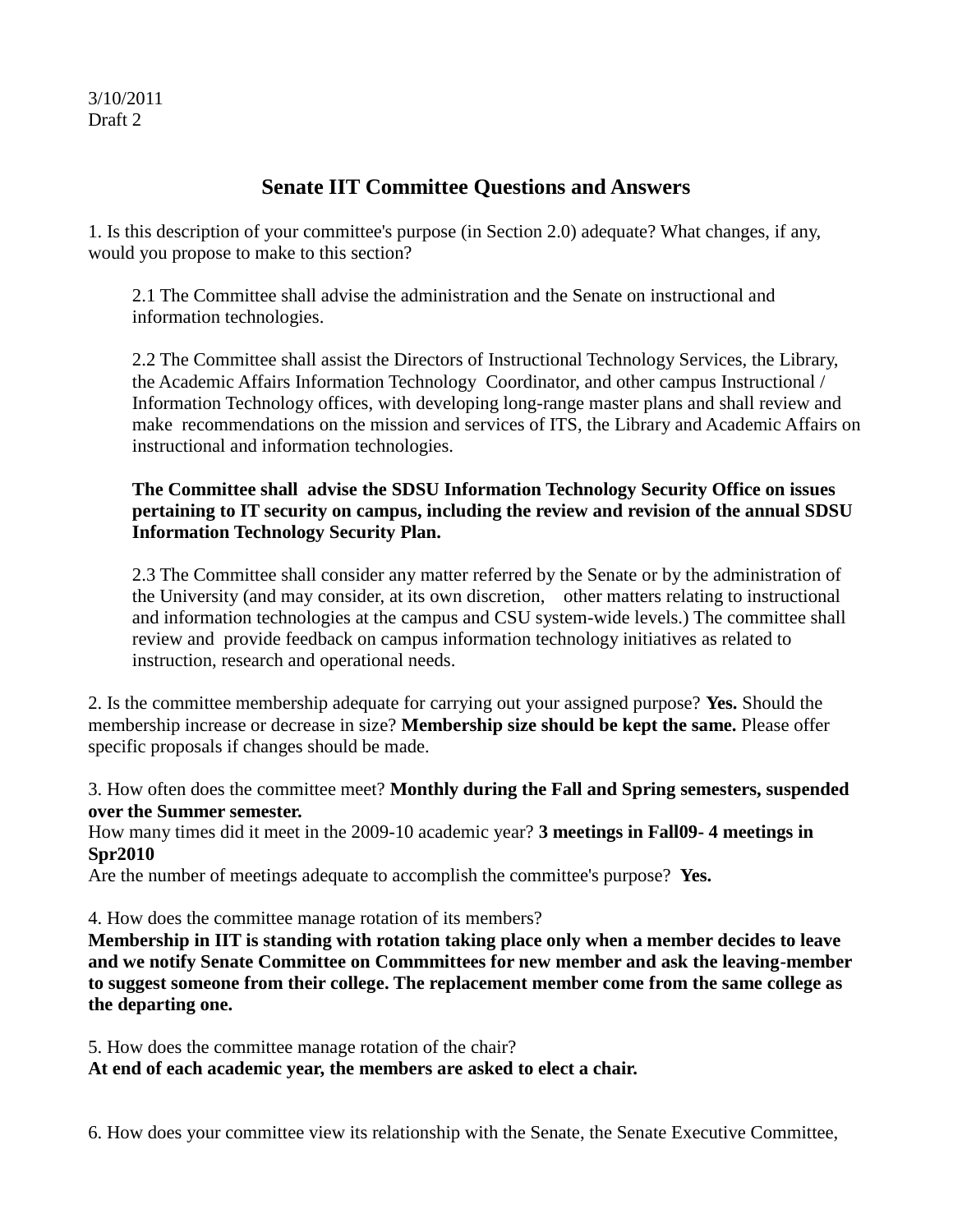3/10/2011
Draft 2

# Senate IIT Committee Questions and Answers

1. Is this description of your committee's purpose (in Section 2.0) adequate? What changes, if any, would you propose to make to this section?

   2.1 The Committee shall advise the administration and the Senate on instructional and information technologies.

   2.2 The Committee shall assist the Directors of Instructional Technology Services, the Library, the Academic Affairs Information Technology Coordinator, and other campus Instructional / Information Technology offices, with developing long-range master plans and shall review and make recommendations on the mission and services of ITS, the Library and Academic Affairs on instructional and information technologies.

   **The Committee shall advise the SDSU Information Technology Security Office on issues pertaining to IT security on campus, including the review and revision of the annual SDSU Information Technology Security Plan.**

   2.3 The Committee shall consider any matter referred by the Senate or by the administration of the University (and may consider, at its own discretion, other matters relating to instructional and information technologies at the campus and CSU system-wide levels.) The committee shall review and provide feedback on campus information technology initiatives as related to instruction, research and operational needs.

2. Is the committee membership adequate for carrying out your assigned purpose? **Yes.** Should the membership increase or decrease in size? **Membership size should be kept the same.** Please offer specific proposals if changes should be made.

3. How often does the committee meet? **Monthly during the Fall and Spring semesters, suspended over the Summer semester.**
How many times did it meet in the 2009-10 academic year? **3 meetings in Fall09- 4 meetings in Spr2010**
Are the number of meetings adequate to accomplish the committee's purpose? **Yes.**

4. How does the committee manage rotation of its members?
**Membership in IIT is standing with rotation taking place only when a member decides to leave and we notify Senate Committee on Commmittees for new member and ask the leaving-member to suggest someone from their college. The replacement member come from the same college as the departing one.**

5. How does the committee manage rotation of the chair?
**At end of each academic year, the members are asked to elect a chair.**

6. How does your committee view its relationship with the Senate, the Senate Executive Committee,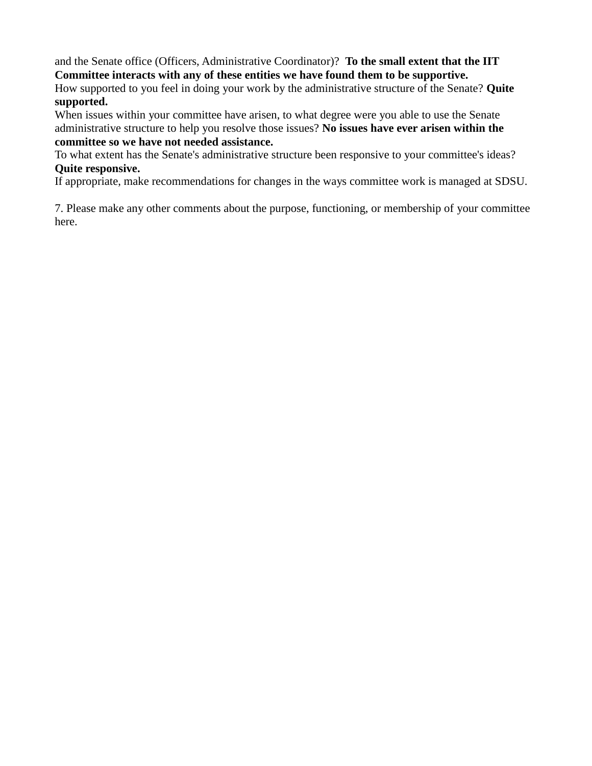and the Senate office (Officers, Administrative Coordinator)? **To the small extent that the IIT Committee interacts with any of these entities we have found them to be supportive.**

How supported to you feel in doing your work by the administrative structure of the Senate? **Quite supported.**

When issues within your committee have arisen, to what degree were you able to use the Senate administrative structure to help you resolve those issues? **No issues have ever arisen within the committee so we have not needed assistance.**

To what extent has the Senate's administrative structure been responsive to your committee's ideas? **Quite responsive.**

If appropriate, make recommendations for changes in the ways committee work is managed at SDSU.

7. Please make any other comments about the purpose, functioning, or membership of your committee here.